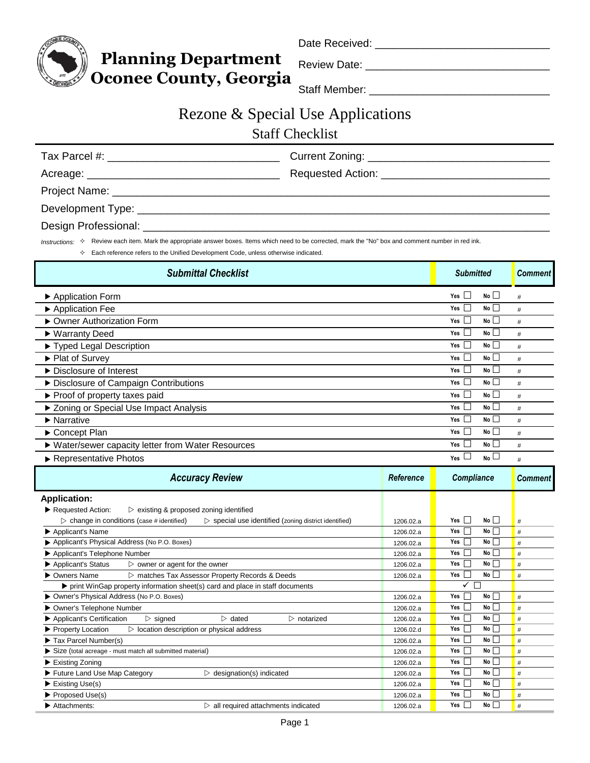# Planning Department
## Oconee County, Georgia

Date Received: ____________________________

Review Date: ____________________________

Staff Member: ____________________________

# Rezone & Special Use Applications
## Staff Checklist

Tax Parcel #: ____________________________ Current Zoning: ____________________________

Acreage: ____________________________ Requested Action: ____________________________

Project Name: ____________________________________________________________

Development Type: ____________________________________________________________

Design Professional: ____________________________________________________________

*Instructions:* ✧ Review each item. Mark the appropriate answer boxes. Items which need to be corrected, mark the "No" box and comment number in red ink.

✧ Each reference refers to the Unified Development Code, unless otherwise indicated.

| ***Submittal Checklist*** | ***Submitted*** | ***Comment*** |
|---|---|---|
| ▶ Application Form | Yes ☐ No ☐ | # |
| ▶ Application Fee | Yes ☐ No ☐ | # |
| ▶ Owner Authorization Form | Yes ☐ No ☐ | # |
| ▶ Warranty Deed | Yes ☐ No ☐ | # |
| ▶ Typed Legal Description | Yes ☐ No ☐ | # |
| ▶ Plat of Survey | Yes ☐ No ☐ | # |
| ▶ Disclosure of Interest | Yes ☐ No ☐ | # |
| ▶ Disclosure of Campaign Contributions | Yes ☐ No ☐ | # |
| ▶ Proof of property taxes paid | Yes ☐ No ☐ | # |
| ▶ Zoning or Special Use Impact Analysis | Yes ☐ No ☐ | # |
| ▶ Narrative | Yes ☐ No ☐ | # |
| ▶ Concept Plan | Yes ☐ No ☐ | # |
| ▶ Water/sewer capacity letter from Water Resources | Yes ☐ No ☐ | # |
| ▶ Representative Photos | Yes ☐ No ☐ | # |

| ***Accuracy Review*** | ***Reference*** | ***Compliance*** | ***Comment*** |
|---|---|---|---|
| **Application:** | | | |
| ▶ Requested Action: ▷ existing & proposed zoning identified ▷ change in conditions (case # identified) ▷ special use identified (zoning district identified) | 1206.02.a | Yes ☐ No ☐ | # |
| ▶ Applicant's Name | 1206.02.a | Yes ☐ No ☐ | # |
| ▶ Applicant's Physical Address (No P.O. Boxes) | 1206.02.a | Yes ☐ No ☐ | # |
| ▶ Applicant's Telephone Number | 1206.02.a | Yes ☐ No ☐ | # |
| ▶ Applicant's Status ▷ owner or agent for the owner | 1206.02.a | Yes ☐ No ☐ | # |
| ▶ Owners Name ▷ matches Tax Assessor Property Records & Deeds | 1206.02.a | Yes ☐ No ☐ | # |
| ▶ print WinGap property information sheet(s) card and place in staff documents | | ✓ ☐ | |
| ▶ Owner's Physical Address (No P.O. Boxes) | 1206.02.a | Yes ☐ No ☐ | # |
| ▶ Owner's Telephone Number | 1206.02.a | Yes ☐ No ☐ | # |
| ▶ Applicant's Certification ▷ signed ▷ dated ▷ notarized | 1206.02.a | Yes ☐ No ☐ | # |
| ▶ Property Location ▷ location description or physical address | 1206.02.d | Yes ☐ No ☐ | # |
| ▶ Tax Parcel Number(s) | 1206.02.a | Yes ☐ No ☐ | # |
| ▶ Size (total acreage - must match all submitted material) | 1206.02.a | Yes ☐ No ☐ | # |
| ▶ Existing Zoning | 1206.02.a | Yes ☐ No ☐ | # |
| ▶ Future Land Use Map Category ▷ designation(s) indicated | 1206.02.a | Yes ☐ No ☐ | # |
| ▶ Existing Use(s) | 1206.02.a | Yes ☐ No ☐ | # |
| ▶ Proposed Use(s) | 1206.02.a | Yes ☐ No ☐ | # |
| ▶ Attachments: ▷ all required attachments indicated | 1206.02.a | Yes ☐ No ☐ | # |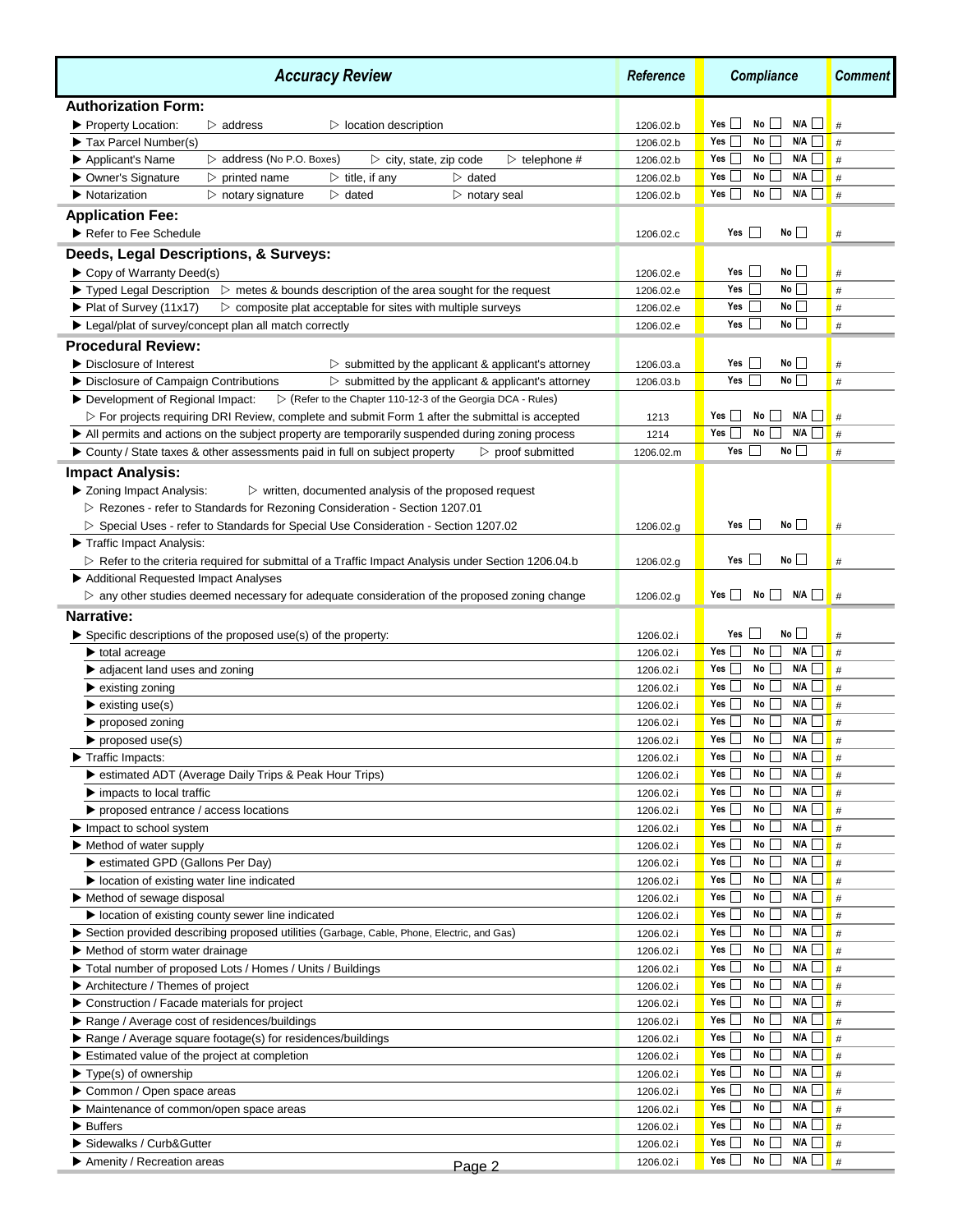| *Accuracy Review* | *Reference* | *Compliance* | *Comment* |
|---|---|---|---|
| **Authorization Form:** | | | |
| ▶ Property Location: ▷ address ▷ location description | 1206.02.b | Yes ☐ No ☐ N/A ☐ | # |
| ▶ Tax Parcel Number(s) | 1206.02.b | Yes ☐ No ☐ N/A ☐ | # |
| ▶ Applicant's Name ▷ address (No P.O. Boxes) ▷ city, state, zip code ▷ telephone # | 1206.02.b | Yes ☐ No ☐ N/A ☐ | # |
| ▶ Owner's Signature ▷ printed name ▷ title, if any ▷ dated | 1206.02.b | Yes ☐ No ☐ N/A ☐ | # |
| ▶ Notarization ▷ notary signature ▷ dated ▷ notary seal | 1206.02.b | Yes ☐ No ☐ N/A ☐ | # |
| **Application Fee:** | | | |
| ▶ Refer to Fee Schedule | 1206.02.c | Yes ☐ No ☐ | # |
| **Deeds, Legal Descriptions, & Surveys:** | | | |
| ▶ Copy of Warranty Deed(s) | 1206.02.e | Yes ☐ No ☐ | # |
| ▶ Typed Legal Description ▷ metes & bounds description of the area sought for the request | 1206.02.e | Yes ☐ No ☐ | # |
| ▶ Plat of Survey (11x17) ▷ composite plat acceptable for sites with multiple surveys | 1206.02.e | Yes ☐ No ☐ | # |
| ▶ Legal/plat of survey/concept plan all match correctly | 1206.02.e | Yes ☐ No ☐ | # |
| **Procedural Review:** | | | |
| ▶ Disclosure of Interest ▷ submitted by the applicant & applicant's attorney | 1206.03.a | Yes ☐ No ☐ | # |
| ▶ Disclosure of Campaign Contributions ▷ submitted by the applicant & applicant's attorney | 1206.03.b | Yes ☐ No ☐ | # |
| ▶ Development of Regional Impact: ▷ (Refer to the Chapter 110-12-3 of the Georgia DCA - Rules) | | | |
| ▷ For projects requiring DRI Review, complete and submit Form 1 after the submittal is accepted | 1213 | Yes ☐ No ☐ N/A ☐ | # |
| ▶ All permits and actions on the subject property are temporarily suspended during zoning process | 1214 | Yes ☐ No ☐ N/A ☐ | # |
| ▶ County / State taxes & other assessments paid in full on subject property ▷ proof submitted | 1206.02.m | Yes ☐ No ☐ | # |
| **Impact Analysis:** | | | |
| ▶ Zoning Impact Analysis: ▷ written, documented analysis of the proposed request | | | |
| ▷ Rezones - refer to Standards for Rezoning Consideration - Section 1207.01 | | | |
| ▷ Special Uses - refer to Standards for Special Use Consideration - Section 1207.02 | 1206.02.g | Yes ☐ No ☐ | # |
| ▶ Traffic Impact Analysis: | | | |
| ▷ Refer to the criteria required for submittal of a Traffic Impact Analysis under Section 1206.04.b | 1206.02.g | Yes ☐ No ☐ | # |
| ▶ Additional Requested Impact Analyses | | | |
| ▷ any other studies deemed necessary for adequate consideration of the proposed zoning change | 1206.02.g | Yes ☐ No ☐ N/A ☐ | # |
| **Narrative:** | | | |
| ▶ Specific descriptions of the proposed use(s) of the property: | 1206.02.i | Yes ☐ No ☐ | # |
| ▶ total acreage | 1206.02.i | Yes ☐ No ☐ N/A ☐ | # |
| ▶ adjacent land uses and zoning | 1206.02.i | Yes ☐ No ☐ N/A ☐ | # |
| ▶ existing zoning | 1206.02.i | Yes ☐ No ☐ N/A ☐ | # |
| ▶ existing use(s) | 1206.02.i | Yes ☐ No ☐ N/A ☐ | # |
| ▶ proposed zoning | 1206.02.i | Yes ☐ No ☐ N/A ☐ | # |
| ▶ proposed use(s) | 1206.02.i | Yes ☐ No ☐ N/A ☐ | # |
| ▶ Traffic Impacts: | 1206.02.i | Yes ☐ No ☐ N/A ☐ | # |
| ▶ estimated ADT (Average Daily Trips & Peak Hour Trips) | 1206.02.i | Yes ☐ No ☐ N/A ☐ | # |
| ▶ impacts to local traffic | 1206.02.i | Yes ☐ No ☐ N/A ☐ | # |
| ▶ proposed entrance / access locations | 1206.02.i | Yes ☐ No ☐ N/A ☐ | # |
| ▶ Impact to school system | 1206.02.i | Yes ☐ No ☐ N/A ☐ | # |
| ▶ Method of water supply | 1206.02.i | Yes ☐ No ☐ N/A ☐ | # |
| ▶ estimated GPD (Gallons Per Day) | 1206.02.i | Yes ☐ No ☐ N/A ☐ | # |
| ▶ location of existing water line indicated | 1206.02.i | Yes ☐ No ☐ N/A ☐ | # |
| ▶ Method of sewage disposal | 1206.02.i | Yes ☐ No ☐ N/A ☐ | # |
| ▶ location of existing county sewer line indicated | 1206.02.i | Yes ☐ No ☐ N/A ☐ | # |
| ▶ Section provided describing proposed utilities (Garbage, Cable, Phone, Electric, and Gas) | 1206.02.i | Yes ☐ No ☐ N/A ☐ | # |
| ▶ Method of storm water drainage | 1206.02.i | Yes ☐ No ☐ N/A ☐ | # |
| ▶ Total number of proposed Lots / Homes / Units / Buildings | 1206.02.i | Yes ☐ No ☐ N/A ☐ | # |
| ▶ Architecture / Themes of project | 1206.02.i | Yes ☐ No ☐ N/A ☐ | # |
| ▶ Construction / Facade materials for project | 1206.02.i | Yes ☐ No ☐ N/A ☐ | # |
| ▶ Range / Average cost of residences/buildings | 1206.02.i | Yes ☐ No ☐ N/A ☐ | # |
| ▶ Range / Average square footage(s) for residences/buildings | 1206.02.i | Yes ☐ No ☐ N/A ☐ | # |
| ▶ Estimated value of the project at completion | 1206.02.i | Yes ☐ No ☐ N/A ☐ | # |
| ▶ Type(s) of ownership | 1206.02.i | Yes ☐ No ☐ N/A ☐ | # |
| ▶ Common / Open space areas | 1206.02.i | Yes ☐ No ☐ N/A ☐ | # |
| ▶ Maintenance of common/open space areas | 1206.02.i | Yes ☐ No ☐ N/A ☐ | # |
| ▶ Buffers | 1206.02.i | Yes ☐ No ☐ N/A ☐ | # |
| ▶ Sidewalks / Curb&Gutter | 1206.02.i | Yes ☐ No ☐ N/A ☐ | # |
| ▶ Amenity / Recreation areas | 1206.02.i | Yes ☐ No ☐ N/A ☐ | # |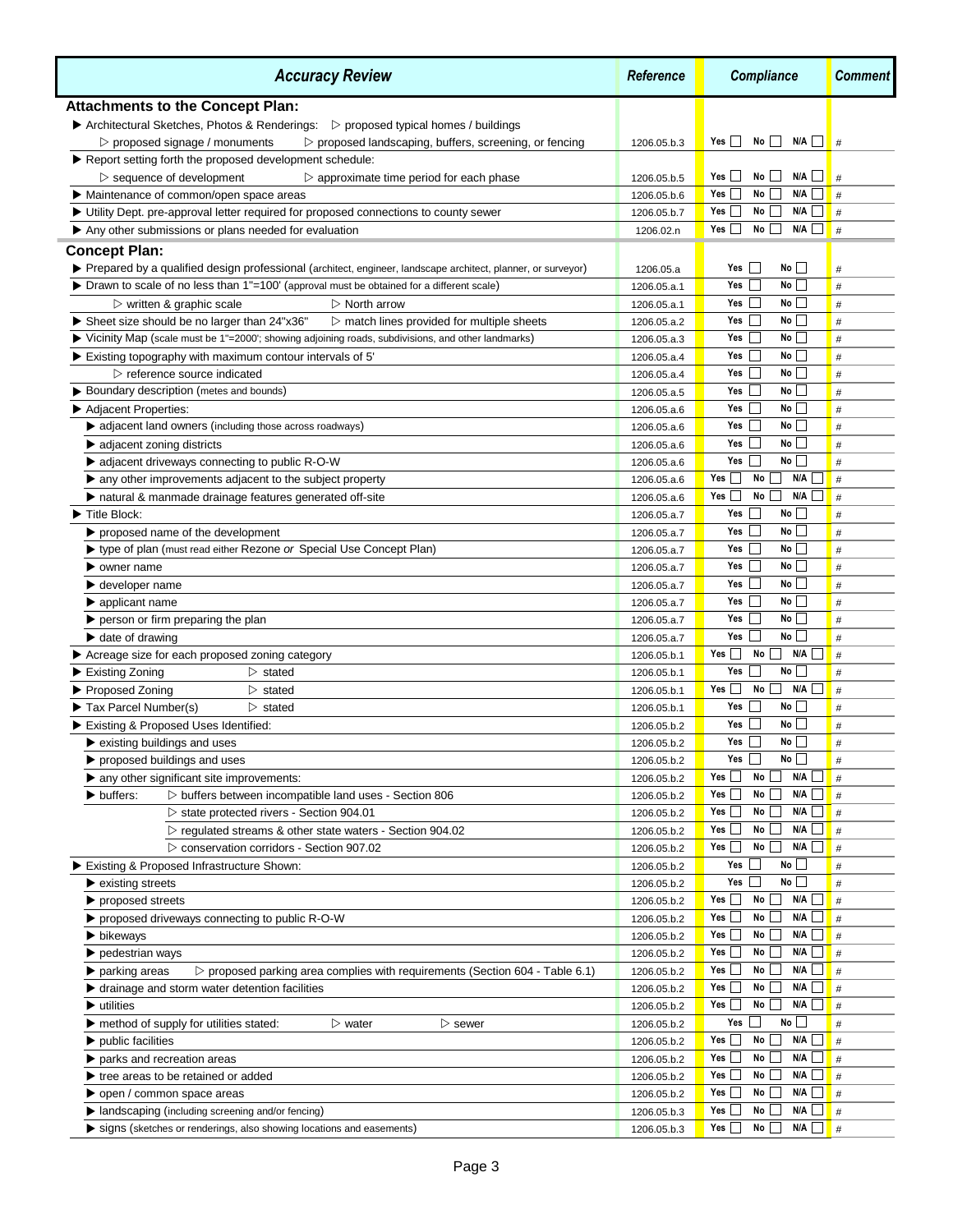| *Accuracy Review* | *Reference* | *Compliance* | *Comment* |
|---|---|---|---|
| **Attachments to the Concept Plan:** | | | |
| ▶ Architectural Sketches, Photos & Renderings: ▷ proposed typical homes / buildings ▷ proposed signage / monuments ▷ proposed landscaping, buffers, screening, or fencing | 1206.05.b.3 | Yes ☐ No ☐ N/A ☐ | # |
| ▶ Report setting forth the proposed development schedule: ▷ sequence of development ▷ approximate time period for each phase | 1206.05.b.5 | Yes ☐ No ☐ N/A ☐ | # |
| ▶ Maintenance of common/open space areas | 1206.05.b.6 | Yes ☐ No ☐ N/A ☐ | # |
| ▶ Utility Dept. pre-approval letter required for proposed connections to county sewer | 1206.05.b.7 | Yes ☐ No ☐ N/A ☐ | # |
| ▶ Any other submissions or plans needed for evaluation | 1206.02.n | Yes ☐ No ☐ N/A ☐ | # |
| **Concept Plan:** | | | |
| ▶ Prepared by a qualified design professional (architect, engineer, landscape architect, planner, or surveyor) | 1206.05.a | Yes ☐ No ☐ | # |
| ▶ Drawn to scale of no less than 1"=100' (approval must be obtained for a different scale) | 1206.05.a.1 | Yes ☐ No ☐ | # |
| ▷ written & graphic scale ▷ North arrow | 1206.05.a.1 | Yes ☐ No ☐ | # |
| ▶ Sheet size should be no larger than 24"x36" ▷ match lines provided for multiple sheets | 1206.05.a.2 | Yes ☐ No ☐ | # |
| ▶ Vicinity Map (scale must be 1"=2000'; showing adjoining roads, subdivisions, and other landmarks) | 1206.05.a.3 | Yes ☐ No ☐ | # |
| ▶ Existing topography with maximum contour intervals of 5' | 1206.05.a.4 | Yes ☐ No ☐ | # |
| ▷ reference source indicated | 1206.05.a.4 | Yes ☐ No ☐ | # |
| ▶ Boundary description (metes and bounds) | 1206.05.a.5 | Yes ☐ No ☐ | # |
| ▶ Adjacent Properties: | 1206.05.a.6 | Yes ☐ No ☐ | # |
| ▶ adjacent land owners (including those across roadways) | 1206.05.a.6 | Yes ☐ No ☐ | # |
| ▶ adjacent zoning districts | 1206.05.a.6 | Yes ☐ No ☐ | # |
| ▶ adjacent driveways connecting to public R-O-W | 1206.05.a.6 | Yes ☐ No ☐ | # |
| ▶ any other improvements adjacent to the subject property | 1206.05.a.6 | Yes ☐ No ☐ N/A ☐ | # |
| ▶ natural & manmade drainage features generated off-site | 1206.05.a.6 | Yes ☐ No ☐ N/A ☐ | # |
| ▶ Title Block: | 1206.05.a.7 | Yes ☐ No ☐ | # |
| ▶ proposed name of the development | 1206.05.a.7 | Yes ☐ No ☐ | # |
| ▶ type of plan (must read either Rezone *or* Special Use Concept Plan) | 1206.05.a.7 | Yes ☐ No ☐ | # |
| ▶ owner name | 1206.05.a.7 | Yes ☐ No ☐ | # |
| ▶ developer name | 1206.05.a.7 | Yes ☐ No ☐ | # |
| ▶ applicant name | 1206.05.a.7 | Yes ☐ No ☐ | # |
| ▶ person or firm preparing the plan | 1206.05.a.7 | Yes ☐ No ☐ | # |
| ▶ date of drawing | 1206.05.a.7 | Yes ☐ No ☐ | # |
| ▶ Acreage size for each proposed zoning category | 1206.05.b.1 | Yes ☐ No ☐ N/A ☐ | # |
| ▶ Existing Zoning ▷ stated | 1206.05.b.1 | Yes ☐ No ☐ | # |
| ▶ Proposed Zoning ▷ stated | 1206.05.b.1 | Yes ☐ No ☐ N/A ☐ | # |
| ▶ Tax Parcel Number(s) ▷ stated | 1206.05.b.1 | Yes ☐ No ☐ | # |
| ▶ Existing & Proposed Uses Identified: | 1206.05.b.2 | Yes ☐ No ☐ | # |
| ▶ existing buildings and uses | 1206.05.b.2 | Yes ☐ No ☐ | # |
| ▶ proposed buildings and uses | 1206.05.b.2 | Yes ☐ No ☐ | # |
| ▶ any other significant site improvements: | 1206.05.b.2 | Yes ☐ No ☐ N/A ☐ | # |
| ▶ buffers: ▷ buffers between incompatible land uses - Section 806 | 1206.05.b.2 | Yes ☐ No ☐ N/A ☐ | # |
| ▷ state protected rivers - Section 904.01 | 1206.05.b.2 | Yes ☐ No ☐ N/A ☐ | # |
| ▷ regulated streams & other state waters - Section 904.02 | 1206.05.b.2 | Yes ☐ No ☐ N/A ☐ | # |
| ▷ conservation corridors - Section 907.02 | 1206.05.b.2 | Yes ☐ No ☐ N/A ☐ | # |
| ▶ Existing & Proposed Infrastructure Shown: | 1206.05.b.2 | Yes ☐ No ☐ | # |
| ▶ existing streets | 1206.05.b.2 | Yes ☐ No ☐ | # |
| ▶ proposed streets | 1206.05.b.2 | Yes ☐ No ☐ N/A ☐ | # |
| ▶ proposed driveways connecting to public R-O-W | 1206.05.b.2 | Yes ☐ No ☐ N/A ☐ | # |
| ▶ bikeways | 1206.05.b.2 | Yes ☐ No ☐ N/A ☐ | # |
| ▶ pedestrian ways | 1206.05.b.2 | Yes ☐ No ☐ N/A ☐ | # |
| ▶ parking areas ▷ proposed parking area complies with requirements (Section 604 - Table 6.1) | 1206.05.b.2 | Yes ☐ No ☐ N/A ☐ | # |
| ▶ drainage and storm water detention facilities | 1206.05.b.2 | Yes ☐ No ☐ N/A ☐ | # |
| ▶ utilities | 1206.05.b.2 | Yes ☐ No ☐ N/A ☐ | # |
| ▶ method of supply for utilities stated: ▷ water ▷ sewer | 1206.05.b.2 | Yes ☐ No ☐ | # |
| ▶ public facilities | 1206.05.b.2 | Yes ☐ No ☐ N/A ☐ | # |
| ▶ parks and recreation areas | 1206.05.b.2 | Yes ☐ No ☐ N/A ☐ | # |
| ▶ tree areas to be retained or added | 1206.05.b.2 | Yes ☐ No ☐ N/A ☐ | # |
| ▶ open / common space areas | 1206.05.b.2 | Yes ☐ No ☐ N/A ☐ | # |
| ▶ landscaping (including screening and/or fencing) | 1206.05.b.3 | Yes ☐ No ☐ N/A ☐ | # |
| ▶ signs (sketches or renderings, also showing locations and easements) | 1206.05.b.3 | Yes ☐ No ☐ N/A ☐ | # |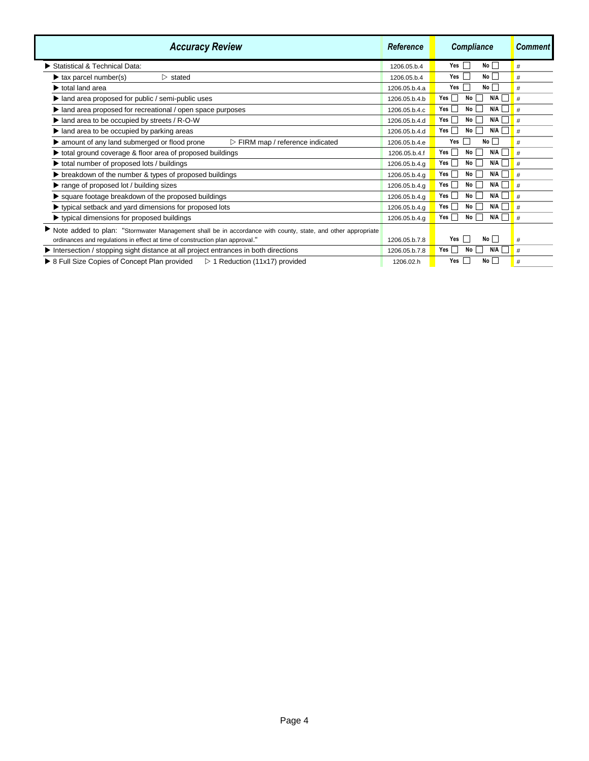| *Accuracy Review* | *Reference* | *Compliance* | *Comment* |
|---|---|---|---|
| ▶ Statistical & Technical Data: | 1206.05.b.4 | Yes ☐ No ☐ | # |
| ▶ tax parcel number(s) ▷ stated | 1206.05.b.4 | Yes ☐ No ☐ | # |
| ▶ total land area | 1206.05.b.4.a | Yes ☐ No ☐ | # |
| ▶ land area proposed for public / semi-public uses | 1206.05.b.4.b | Yes ☐ No ☐ N/A ☐ | # |
| ▶ land area proposed for recreational / open space purposes | 1206.05.b.4.c | Yes ☐ No ☐ N/A ☐ | # |
| ▶ land area to be occupied by streets / R-O-W | 1206.05.b.4.d | Yes ☐ No ☐ N/A ☐ | # |
| ▶ land area to be occupied by parking areas | 1206.05.b.4.d | Yes ☐ No ☐ N/A ☐ | # |
| ▶ amount of any land submerged or flood prone ▷ FIRM map / reference indicated | 1206.05.b.4.e | Yes ☐ No ☐ | # |
| ▶ total ground coverage & floor area of proposed buildings | 1206.05.b.4.f | Yes ☐ No ☐ N/A ☐ | # |
| ▶ total number of proposed lots / buildings | 1206.05.b.4.g | Yes ☐ No ☐ N/A ☐ | # |
| ▶ breakdown of the number & types of proposed buildings | 1206.05.b.4.g | Yes ☐ No ☐ N/A ☐ | # |
| ▶ range of proposed lot / building sizes | 1206.05.b.4.g | Yes ☐ No ☐ N/A ☐ | # |
| ▶ square footage breakdown of the proposed buildings | 1206.05.b.4.g | Yes ☐ No ☐ N/A ☐ | # |
| ▶ typical setback and yard dimensions for proposed lots | 1206.05.b.4.g | Yes ☐ No ☐ N/A ☐ | # |
| ▶ typical dimensions for proposed buildings | 1206.05.b.4.g | Yes ☐ No ☐ N/A ☐ | # |
| ▶ Note added to plan: "Stormwater Management shall be in accordance with county, state, and other appropriate ordinances and regulations in effect at time of construction plan approval." | 1206.05.b.7.8 | Yes ☐ No ☐ | # |
| ▶ Intersection / stopping sight distance at all project entrances in both directions | 1206.05.b.7.8 | Yes ☐ No ☐ N/A ☐ | # |
| ▶ 8 Full Size Copies of Concept Plan provided ▷ 1 Reduction (11x17) provided | 1206.02.h | Yes ☐ No ☐ | # |